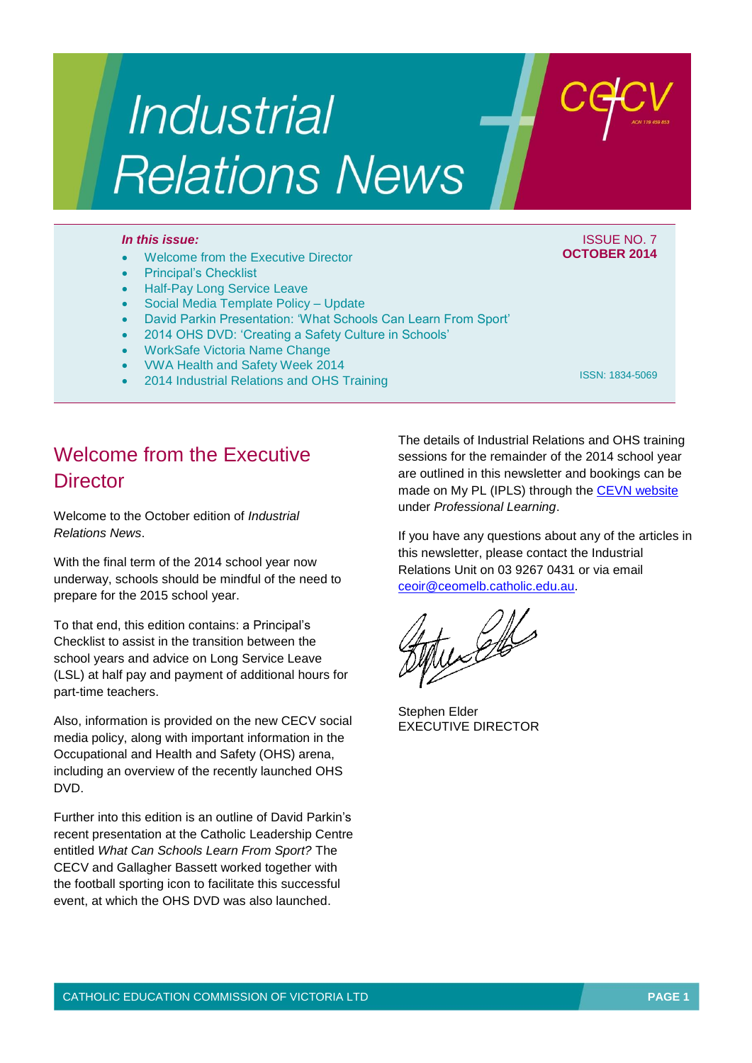# Industrial Relations News

cecv ACN 119 459 853

***In this issue:***

- Welcome from the Executive Director
- Principal's Checklist
- Half-Pay Long Service Leave
- Social Media Template Policy – Update
- David Parkin Presentation: 'What Schools Can Learn From Sport'
- 2014 OHS DVD: 'Creating a Safety Culture in Schools'
- WorkSafe Victoria Name Change
- VWA Health and Safety Week 2014
- 2014 Industrial Relations and OHS Training

ISSUE NO. 7
**OCTOBER 2014**

ISSN: 1834-5069

## Welcome from the Executive Director

Welcome to the October edition of *Industrial Relations News*.

With the final term of the 2014 school year now underway, schools should be mindful of the need to prepare for the 2015 school year.

To that end, this edition contains: a Principal's Checklist to assist in the transition between the school years and advice on Long Service Leave (LSL) at half pay and payment of additional hours for part-time teachers.

Also, information is provided on the new CECV social media policy, along with important information in the Occupational and Health and Safety (OHS) arena, including an overview of the recently launched OHS DVD.

Further into this edition is an outline of David Parkin's recent presentation at the Catholic Leadership Centre entitled *What Can Schools Learn From Sport?* The CECV and Gallagher Bassett worked together with the football sporting icon to facilitate this successful event, at which the OHS DVD was also launched.

The details of Industrial Relations and OHS training sessions for the remainder of the 2014 school year are outlined in this newsletter and bookings can be made on My PL (IPLS) through the CEVN website under *Professional Learning*.

If you have any questions about any of the articles in this newsletter, please contact the Industrial Relations Unit on 03 9267 0431 or via email ceoir@ceomelb.catholic.edu.au.

Stephen Elder
EXECUTIVE DIRECTOR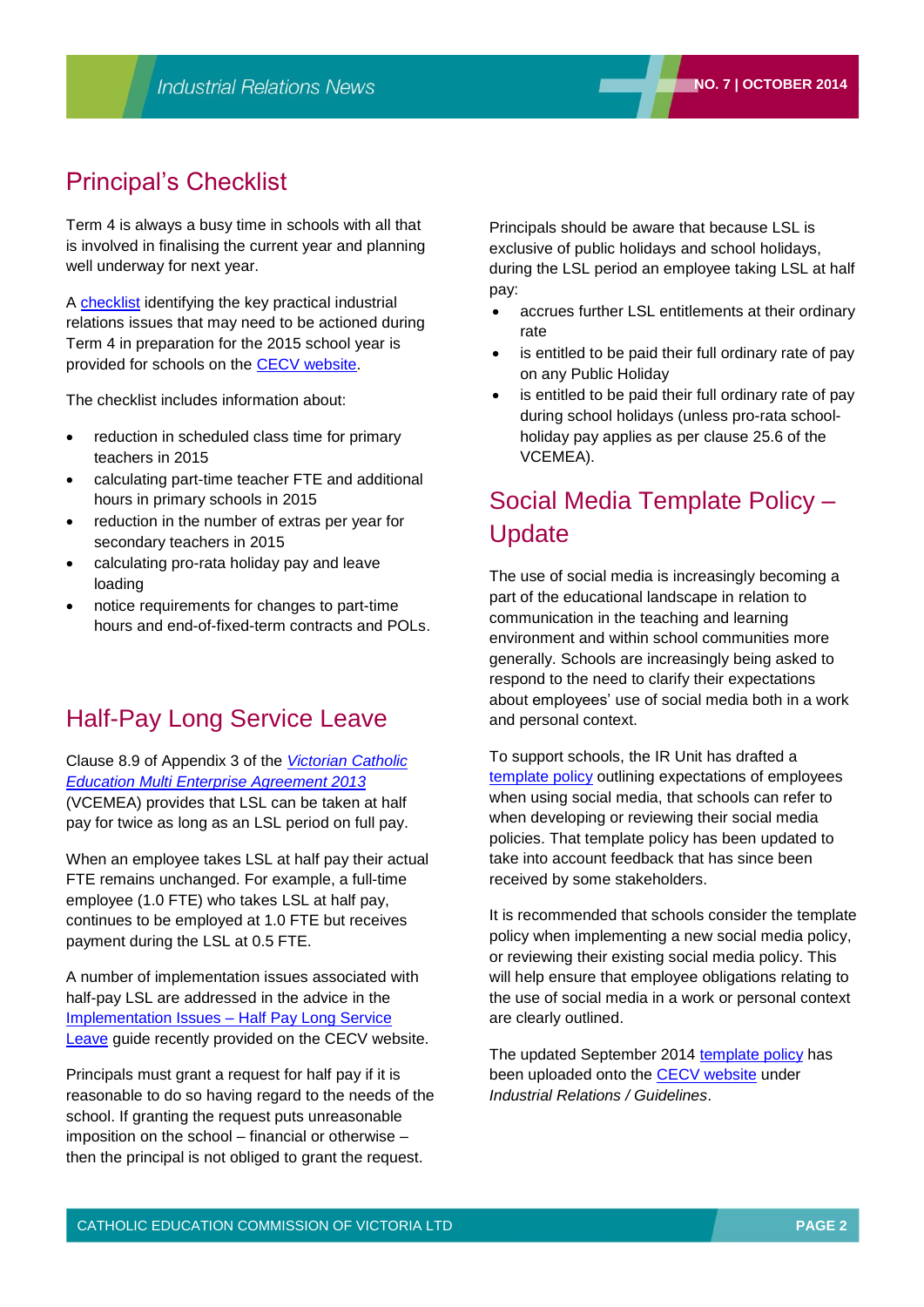## Principal's Checklist

Term 4 is always a busy time in schools with all that is involved in finalising the current year and planning well underway for next year.

A checklist identifying the key practical industrial relations issues that may need to be actioned during Term 4 in preparation for the 2015 school year is provided for schools on the CECV website.

The checklist includes information about:

- reduction in scheduled class time for primary teachers in 2015
- calculating part-time teacher FTE and additional hours in primary schools in 2015
- reduction in the number of extras per year for secondary teachers in 2015
- calculating pro-rata holiday pay and leave loading
- notice requirements for changes to part-time hours and end-of-fixed-term contracts and POLs.

## Half-Pay Long Service Leave

Clause 8.9 of Appendix 3 of the *Victorian Catholic Education Multi Enterprise Agreement 2013* (VCEMEA) provides that LSL can be taken at half pay for twice as long as an LSL period on full pay.

When an employee takes LSL at half pay their actual FTE remains unchanged. For example, a full-time employee (1.0 FTE) who takes LSL at half pay, continues to be employed at 1.0 FTE but receives payment during the LSL at 0.5 FTE.

A number of implementation issues associated with half-pay LSL are addressed in the advice in the Implementation Issues – Half Pay Long Service Leave guide recently provided on the CECV website.

Principals must grant a request for half pay if it is reasonable to do so having regard to the needs of the school. If granting the request puts unreasonable imposition on the school – financial or otherwise – then the principal is not obliged to grant the request.

Principals should be aware that because LSL is exclusive of public holidays and school holidays, during the LSL period an employee taking LSL at half pay:

- accrues further LSL entitlements at their ordinary rate
- is entitled to be paid their full ordinary rate of pay on any Public Holiday
- is entitled to be paid their full ordinary rate of pay during school holidays (unless pro-rata school-holiday pay applies as per clause 25.6 of the VCEMEA).

## Social Media Template Policy – Update

The use of social media is increasingly becoming a part of the educational landscape in relation to communication in the teaching and learning environment and within school communities more generally. Schools are increasingly being asked to respond to the need to clarify their expectations about employees' use of social media both in a work and personal context.

To support schools, the IR Unit has drafted a template policy outlining expectations of employees when using social media, that schools can refer to when developing or reviewing their social media policies. That template policy has been updated to take into account feedback that has since been received by some stakeholders.

It is recommended that schools consider the template policy when implementing a new social media policy, or reviewing their existing social media policy. This will help ensure that employee obligations relating to the use of social media in a work or personal context are clearly outlined.

The updated September 2014 template policy has been uploaded onto the CECV website under *Industrial Relations / Guidelines*.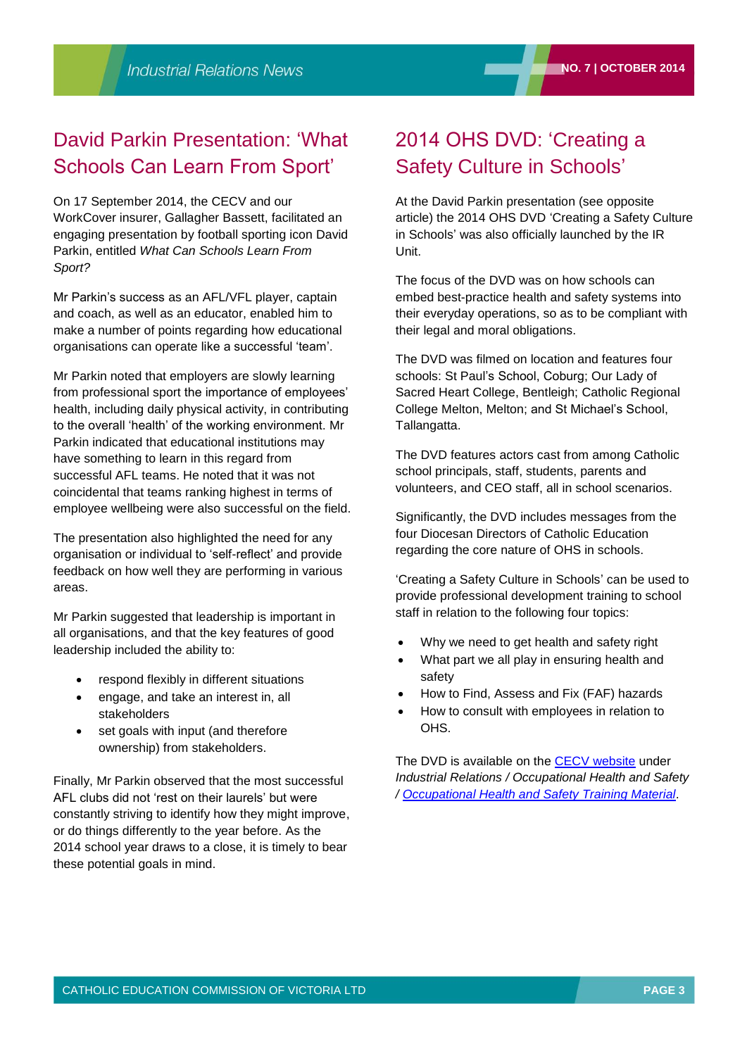## David Parkin Presentation: 'What Schools Can Learn From Sport'

On 17 September 2014, the CECV and our WorkCover insurer, Gallagher Bassett, facilitated an engaging presentation by football sporting icon David Parkin, entitled *What Can Schools Learn From Sport?*

Mr Parkin's success as an AFL/VFL player, captain and coach, as well as an educator, enabled him to make a number of points regarding how educational organisations can operate like a successful 'team'.

Mr Parkin noted that employers are slowly learning from professional sport the importance of employees' health, including daily physical activity, in contributing to the overall 'health' of the working environment. Mr Parkin indicated that educational institutions may have something to learn in this regard from successful AFL teams. He noted that it was not coincidental that teams ranking highest in terms of employee wellbeing were also successful on the field.

The presentation also highlighted the need for any organisation or individual to 'self-reflect' and provide feedback on how well they are performing in various areas.

Mr Parkin suggested that leadership is important in all organisations, and that the key features of good leadership included the ability to:

- respond flexibly in different situations
- engage, and take an interest in, all stakeholders
- set goals with input (and therefore ownership) from stakeholders.

Finally, Mr Parkin observed that the most successful AFL clubs did not 'rest on their laurels' but were constantly striving to identify how they might improve, or do things differently to the year before. As the 2014 school year draws to a close, it is timely to bear these potential goals in mind.

## 2014 OHS DVD: 'Creating a Safety Culture in Schools'

At the David Parkin presentation (see opposite article) the 2014 OHS DVD 'Creating a Safety Culture in Schools' was also officially launched by the IR Unit.

The focus of the DVD was on how schools can embed best-practice health and safety systems into their everyday operations, so as to be compliant with their legal and moral obligations.

The DVD was filmed on location and features four schools: St Paul's School, Coburg; Our Lady of Sacred Heart College, Bentleigh; Catholic Regional College Melton, Melton; and St Michael's School, Tallangatta.

The DVD features actors cast from among Catholic school principals, staff, students, parents and volunteers, and CEO staff, all in school scenarios.

Significantly, the DVD includes messages from the four Diocesan Directors of Catholic Education regarding the core nature of OHS in schools.

'Creating a Safety Culture in Schools' can be used to provide professional development training to school staff in relation to the following four topics:

- Why we need to get health and safety right
- What part we all play in ensuring health and safety
- How to Find, Assess and Fix (FAF) hazards
- How to consult with employees in relation to OHS.

The DVD is available on the CECV website under *Industrial Relations / Occupational Health and Safety / Occupational Health and Safety Training Material*.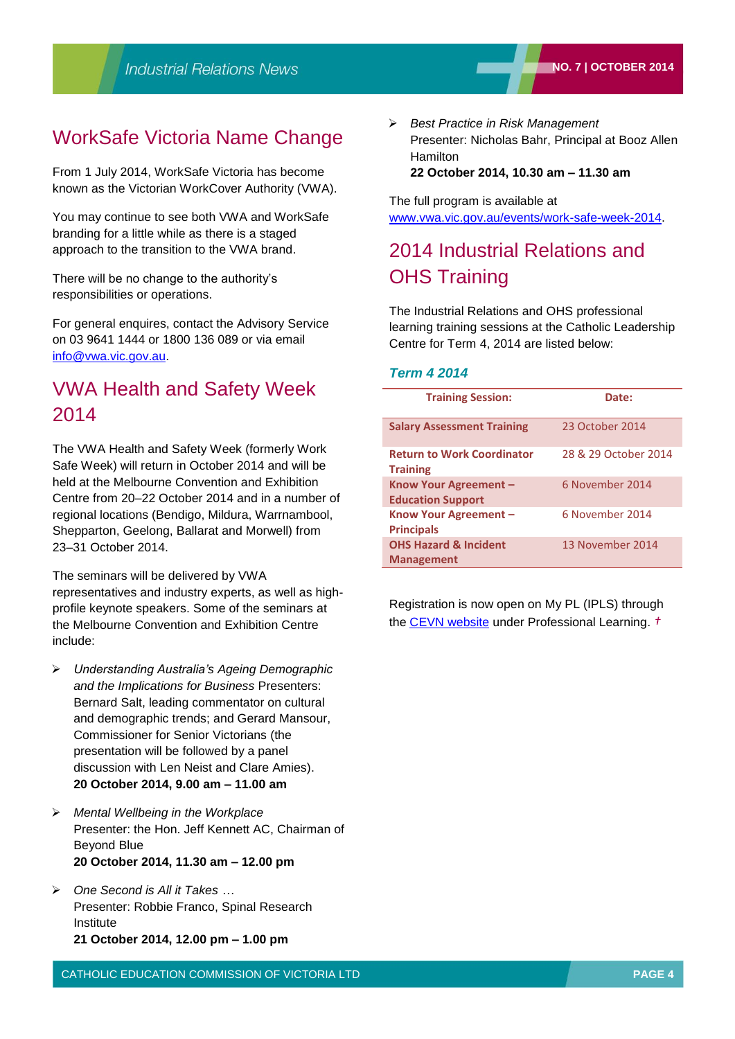## WorkSafe Victoria Name Change

From 1 July 2014, WorkSafe Victoria has become known as the Victorian WorkCover Authority (VWA).

You may continue to see both VWA and WorkSafe branding for a little while as there is a staged approach to the transition to the VWA brand.

There will be no change to the authority's responsibilities or operations.

For general enquires, contact the Advisory Service on 03 9641 1444 or 1800 136 089 or via email [info@vwa.vic.gov.au](mailto:info@vwa.vic.gov.au).

## VWA Health and Safety Week 2014

The VWA Health and Safety Week (formerly Work Safe Week) will return in October 2014 and will be held at the Melbourne Convention and Exhibition Centre from 20–22 October 2014 and in a number of regional locations (Bendigo, Mildura, Warrnambool, Shepparton, Geelong, Ballarat and Morwell) from 23–31 October 2014.

The seminars will be delivered by VWA representatives and industry experts, as well as high-profile keynote speakers. Some of the seminars at the Melbourne Convention and Exhibition Centre include:

- *Understanding Australia's Ageing Demographic and the Implications for Business* Presenters: Bernard Salt, leading commentator on cultural and demographic trends; and Gerard Mansour, Commissioner for Senior Victorians (the presentation will be followed by a panel discussion with Len Neist and Clare Amies).
  **20 October 2014, 9.00 am – 11.00 am**

- *Mental Wellbeing in the Workplace*
  Presenter: the Hon. Jeff Kennett AC, Chairman of Beyond Blue
  **20 October 2014, 11.30 am – 12.00 pm**

- *One Second is All it Takes …*
  Presenter: Robbie Franco, Spinal Research Institute
  **21 October 2014, 12.00 pm – 1.00 pm**

- *Best Practice in Risk Management*
  Presenter: Nicholas Bahr, Principal at Booz Allen Hamilton
  **22 October 2014, 10.30 am – 11.30 am**

The full program is available at [www.vwa.vic.gov.au/events/work-safe-week-2014](http://www.vwa.vic.gov.au/events/work-safe-week-2014).

## 2014 Industrial Relations and OHS Training

The Industrial Relations and OHS professional learning training sessions at the Catholic Leadership Centre for Term 4, 2014 are listed below:

### *Term 4 2014*

| Training Session: | Date: |
|---|---|
| **Salary Assessment Training** | 23 October 2014 |
| **Return to Work Coordinator Training** | 28 & 29 October 2014 |
| **Know Your Agreement – Education Support** | 6 November 2014 |
| **Know Your Agreement – Principals** | 6 November 2014 |
| **OHS Hazard & Incident Management** | 13 November 2014 |

Registration is now open on My PL (IPLS) through the CEVN website under Professional Learning. †